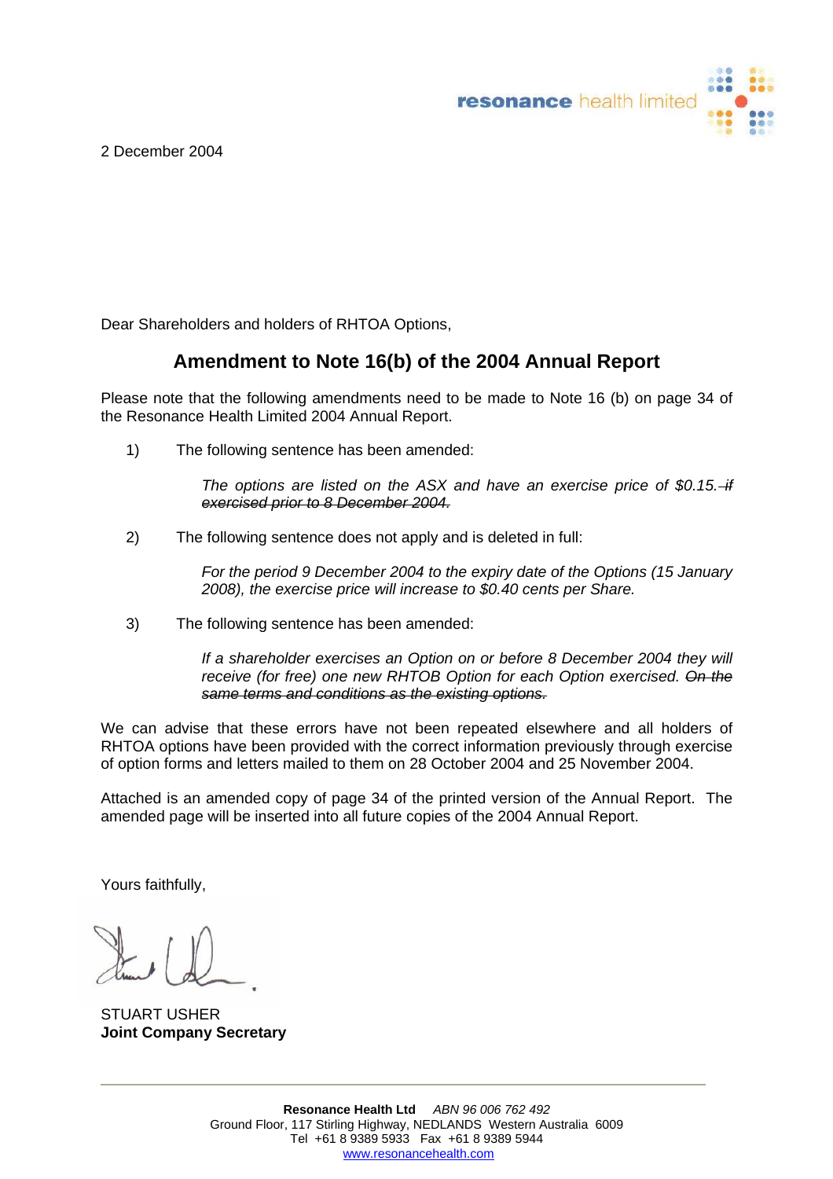resonance health limited

2 December 2004

Dear Shareholders and holders of RHTOA Options,

## Amendment to Note 16(b) of the 2004 Annual Report

Please note that the following amendments need to be made to Note 16 (b) on page 34 of the Resonance Health Limited 2004 Annual Report.

1) The following sentence has been amended:

   *The options are listed on the ASX and have an exercise price of $0.15.* ~~*if exercised prior to 8 December 2004.*~~

2) The following sentence does not apply and is deleted in full:

   *For the period 9 December 2004 to the expiry date of the Options (15 January 2008), the exercise price will increase to $0.40 cents per Share.*

3) The following sentence has been amended:

   *If a shareholder exercises an Option on or before 8 December 2004 they will receive (for free) one new RHTOB Option for each Option exercised.* ~~*On the same terms and conditions as the existing options.*~~

We can advise that these errors have not been repeated elsewhere and all holders of RHTOA options have been provided with the correct information previously through exercise of option forms and letters mailed to them on 28 October 2004 and 25 November 2004.

Attached is an amended copy of page 34 of the printed version of the Annual Report. The amended page will be inserted into all future copies of the 2004 Annual Report.

Yours faithfully,

STUART USHER
**Joint Company Secretary**

---

**Resonance Health Ltd** *ABN 96 006 762 492*
Ground Floor, 117 Stirling Highway, NEDLANDS Western Australia 6009
Tel +61 8 9389 5933 Fax +61 8 9389 5944
www.resonancehealth.com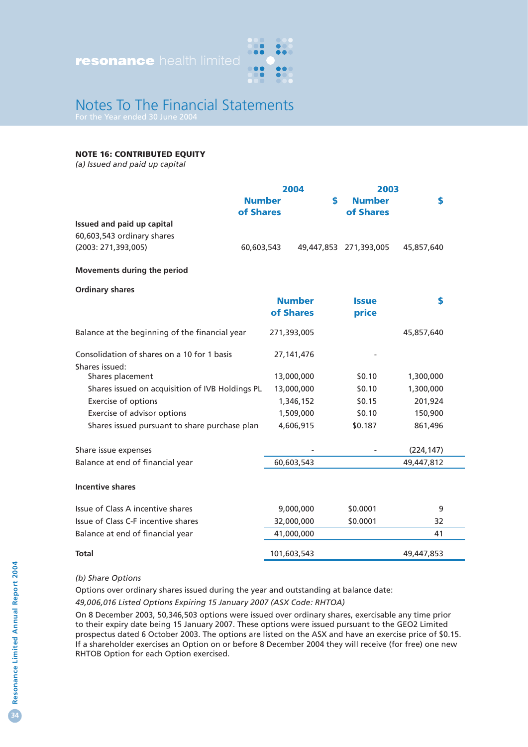## Notes To The Financial Statements

For the Year ended 30 June 2004

**NOTE 16: CONTRIBUTED EQUITY**

*(a) Issued and paid up capital*

| | 2004 Number of Shares | 2004 $ | 2003 Number of Shares | 2003 $ |
|---|---|---|---|---|
| **Issued and paid up capital** | | | | |
| 60,603,543 ordinary shares (2003: 271,393,005) | 60,603,543 | 49,447,853 | 271,393,005 | 45,857,640 |

**Movements during the period**

**Ordinary shares**

| | Number of Shares | Issue price | $ |
|---|---|---|---|
| Balance at the beginning of the financial year | 271,393,005 | | 45,857,640 |
| Consolidation of shares on a 10 for 1 basis | 27,141,476 | - | |
| Shares issued: | | | |
| Shares placement | 13,000,000 | $0.10 | 1,300,000 |
| Shares issued on acquisition of IVB Holdings PL | 13,000,000 | $0.10 | 1,300,000 |
| Exercise of options | 1,346,152 | $0.15 | 201,924 |
| Exercise of advisor options | 1,509,000 | $0.10 | 150,900 |
| Shares issued pursuant to share purchase plan | 4,606,915 | $0.187 | 861,496 |
| Share issue expenses | - | - | (224,147) |
| Balance at end of financial year | 60,603,543 | | 49,447,812 |
| **Incentive shares** | | | |
| Issue of Class A incentive shares | 9,000,000 | $0.0001 | 9 |
| Issue of Class C-F incentive shares | 32,000,000 | $0.0001 | 32 |
| Balance at end of financial year | 41,000,000 | | 41 |
| **Total** | 101,603,543 | | 49,447,853 |

*(b) Share Options*

Options over ordinary shares issued during the year and outstanding at balance date:

*49,006,016 Listed Options Expiring 15 January 2007 (ASX Code: RHTOA)*

On 8 December 2003, 50,346,503 options were issued over ordinary shares, exercisable any time prior to their expiry date being 15 January 2007. These options were issued pursuant to the GEO2 Limited prospectus dated 6 October 2003. The options are listed on the ASX and have an exercise price of $0.15. If a shareholder exercises an Option on or before 8 December 2004 they will receive (for free) one new RHTOB Option for each Option exercised.